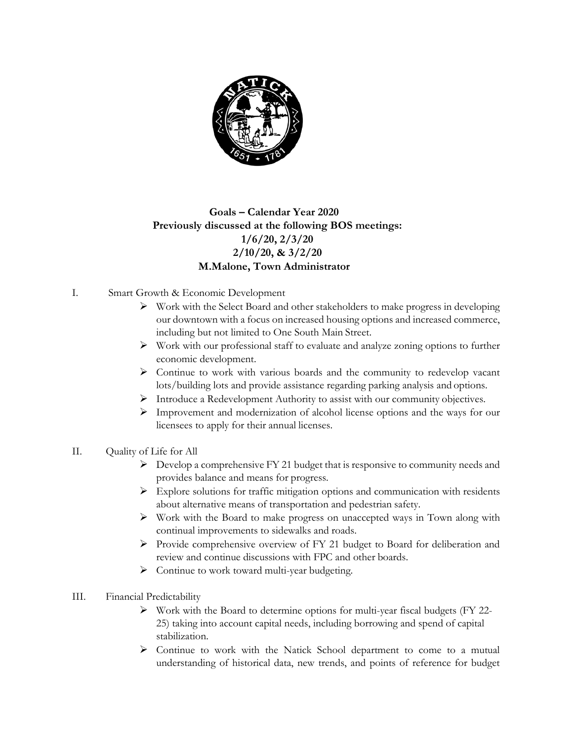**Goals – Calendar Year 2020**
**Previously discussed at the following BOS meetings:**
**1/6/20, 2/3/20**
**2/10/20, & 3/2/20**
**M.Malone, Town Administrator**

I. Smart Growth & Economic Development

- Work with the Select Board and other stakeholders to make progress in developing our downtown with a focus on increased housing options and increased commerce, including but not limited to One South Main Street.
- Work with our professional staff to evaluate and analyze zoning options to further economic development.
- Continue to work with various boards and the community to redevelop vacant lots/building lots and provide assistance regarding parking analysis and options.
- Introduce a Redevelopment Authority to assist with our community objectives.
- Improvement and modernization of alcohol license options and the ways for our licensees to apply for their annual licenses.

II. Quality of Life for All

- Develop a comprehensive FY 21 budget that is responsive to community needs and provides balance and means for progress.
- Explore solutions for traffic mitigation options and communication with residents about alternative means of transportation and pedestrian safety.
- Work with the Board to make progress on unaccepted ways in Town along with continual improvements to sidewalks and roads.
- Provide comprehensive overview of FY 21 budget to Board for deliberation and review and continue discussions with FPC and other boards.
- Continue to work toward multi-year budgeting.

III. Financial Predictability

- Work with the Board to determine options for multi-year fiscal budgets (FY 22-25) taking into account capital needs, including borrowing and spend of capital stabilization.
- Continue to work with the Natick School department to come to a mutual understanding of historical data, new trends, and points of reference for budget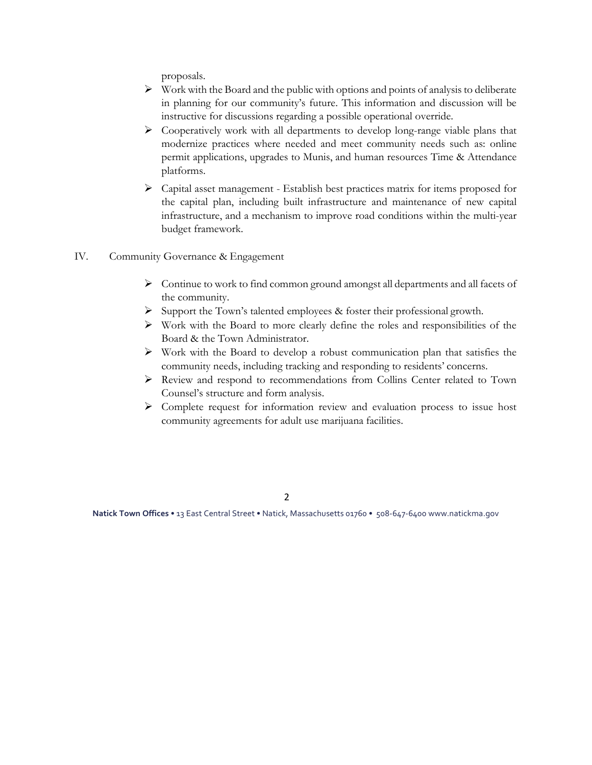proposals.

- Work with the Board and the public with options and points of analysis to deliberate in planning for our community's future. This information and discussion will be instructive for discussions regarding a possible operational override.
- Cooperatively work with all departments to develop long-range viable plans that modernize practices where needed and meet community needs such as: online permit applications, upgrades to Munis, and human resources Time & Attendance platforms.
- Capital asset management - Establish best practices matrix for items proposed for the capital plan, including built infrastructure and maintenance of new capital infrastructure, and a mechanism to improve road conditions within the multi-year budget framework.

IV. Community Governance & Engagement

- Continue to work to find common ground amongst all departments and all facets of the community.
- Support the Town's talented employees & foster their professional growth.
- Work with the Board to more clearly define the roles and responsibilities of the Board & the Town Administrator.
- Work with the Board to develop a robust communication plan that satisfies the community needs, including tracking and responding to residents' concerns.
- Review and respond to recommendations from Collins Center related to Town Counsel's structure and form analysis.
- Complete request for information review and evaluation process to issue host community agreements for adult use marijuana facilities.